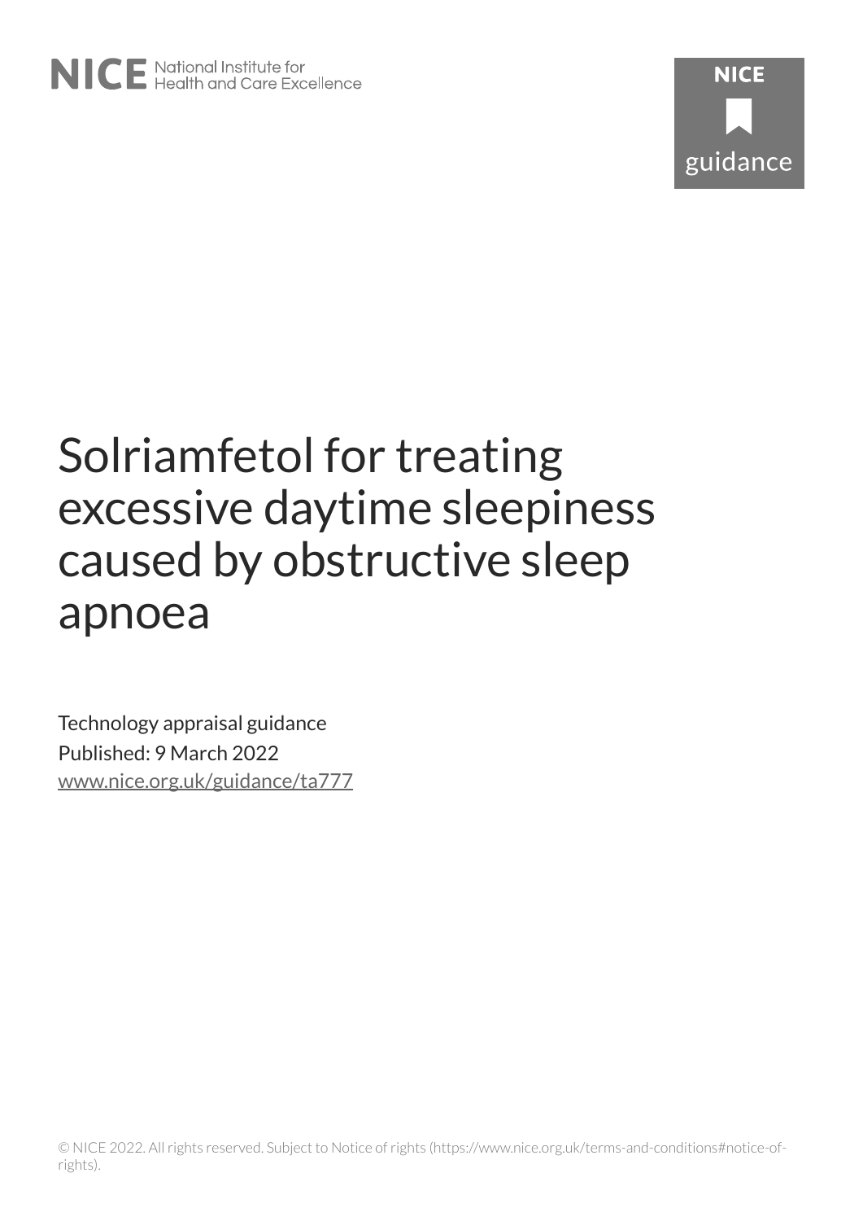# Solriamfetol for treating excessive daytime sleepiness caused by obstructive sleep apnoea

Technology appraisal guidance

Published: 9 March 2022

www.nice.org.uk/guidance/ta777

© NICE 2022. All rights reserved. Subject to Notice of rights (https://www.nice.org.uk/terms-and-conditions#notice-of-rights).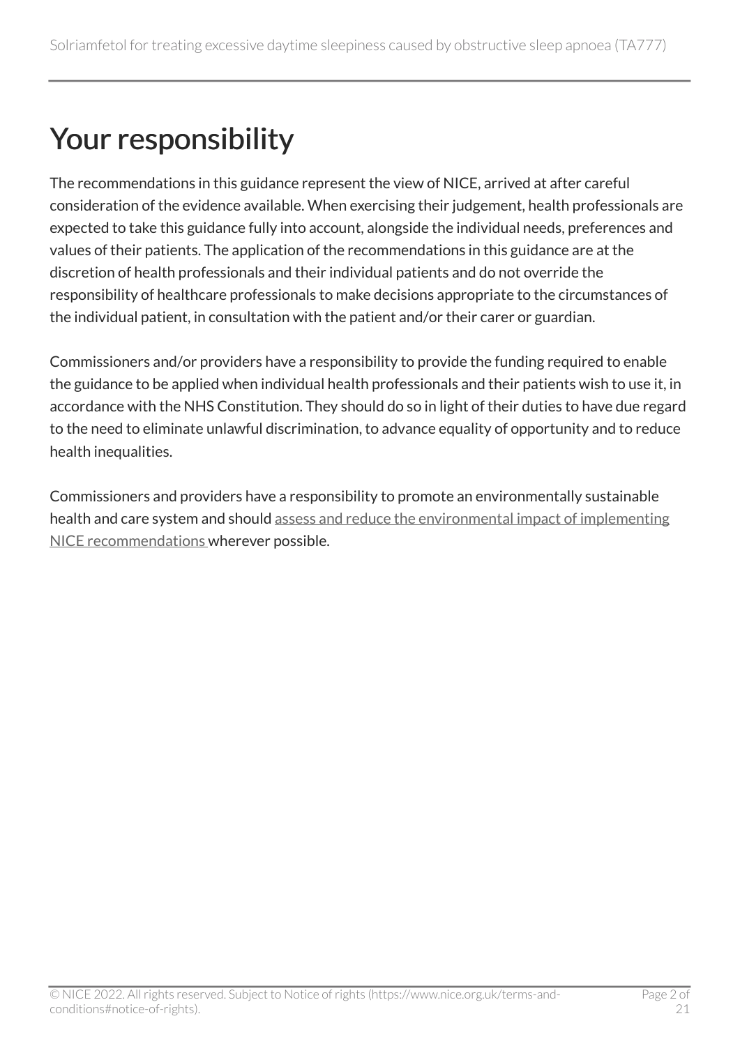# Your responsibility

The recommendations in this guidance represent the view of NICE, arrived at after careful consideration of the evidence available. When exercising their judgement, health professionals are expected to take this guidance fully into account, alongside the individual needs, preferences and values of their patients. The application of the recommendations in this guidance are at the discretion of health professionals and their individual patients and do not override the responsibility of healthcare professionals to make decisions appropriate to the circumstances of the individual patient, in consultation with the patient and/or their carer or guardian.

Commissioners and/or providers have a responsibility to provide the funding required to enable the guidance to be applied when individual health professionals and their patients wish to use it, in accordance with the NHS Constitution. They should do so in light of their duties to have due regard to the need to eliminate unlawful discrimination, to advance equality of opportunity and to reduce health inequalities.

Commissioners and providers have a responsibility to promote an environmentally sustainable health and care system and should assess and reduce the environmental impact of implementing NICE recommendations wherever possible.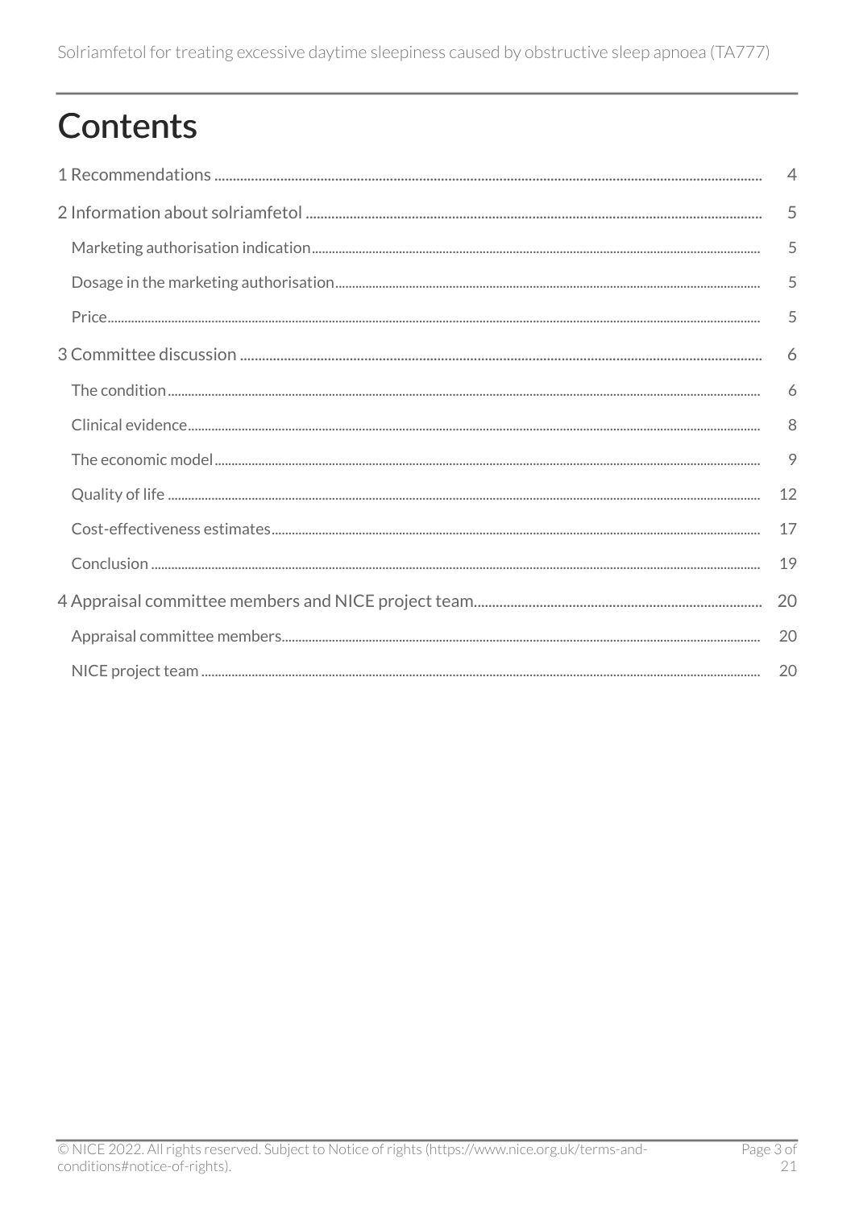# Contents

1 Recommendations .................................................. 4

2 Information about solriamfetol .................................................. 5

Marketing authorisation indication .................................................. 5

Dosage in the marketing authorisation .................................................. 5

Price .................................................. 5

3 Committee discussion .................................................. 6

The condition .................................................. 6

Clinical evidence .................................................. 8

The economic model .................................................. 9

Quality of life .................................................. 12

Cost-effectiveness estimates .................................................. 17

Conclusion .................................................. 19

4 Appraisal committee members and NICE project team .................................................. 20

Appraisal committee members .................................................. 20

NICE project team .................................................. 20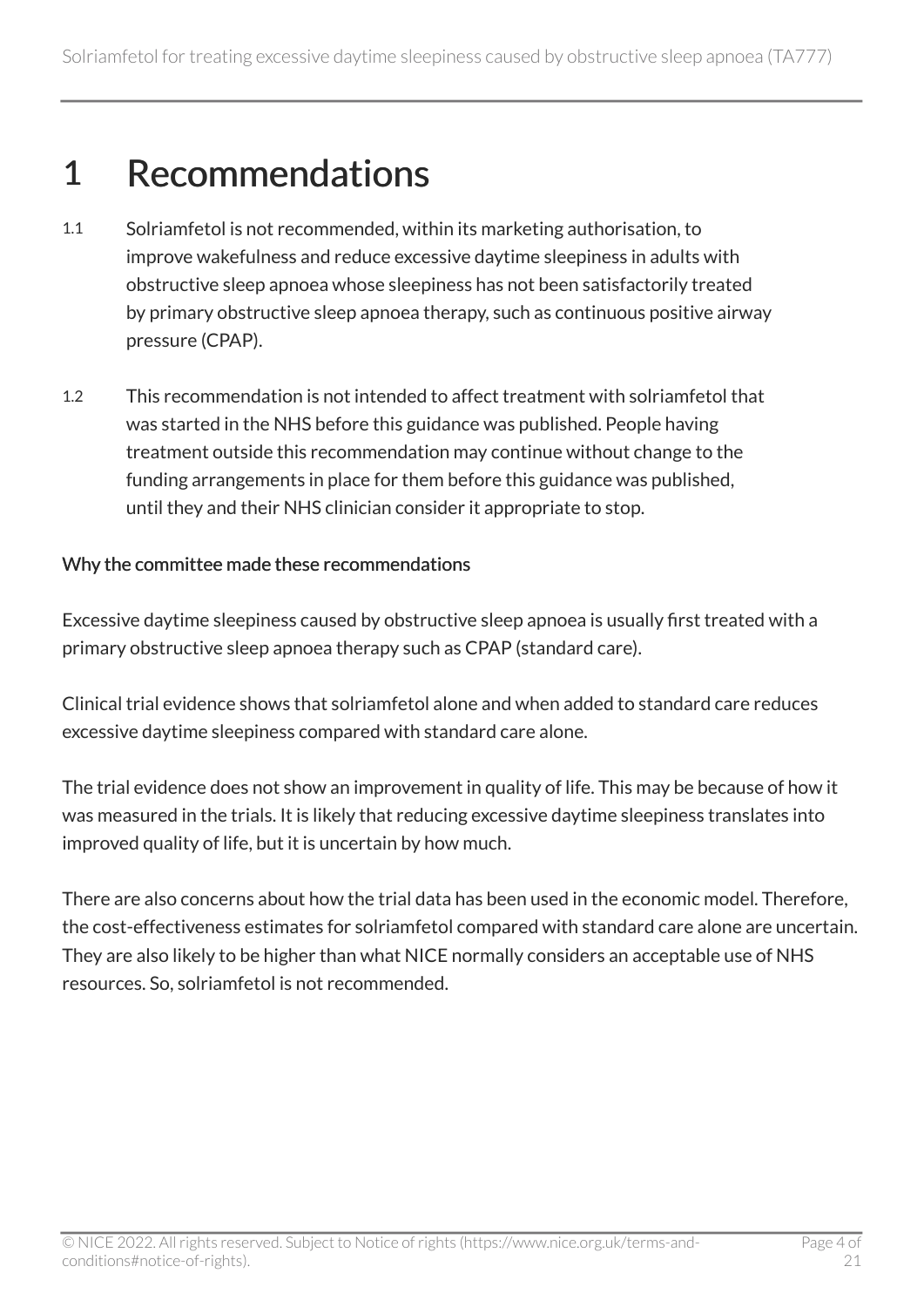# 1 Recommendations

1.1 Solriamfetol is not recommended, within its marketing authorisation, to improve wakefulness and reduce excessive daytime sleepiness in adults with obstructive sleep apnoea whose sleepiness has not been satisfactorily treated by primary obstructive sleep apnoea therapy, such as continuous positive airway pressure (CPAP).

1.2 This recommendation is not intended to affect treatment with solriamfetol that was started in the NHS before this guidance was published. People having treatment outside this recommendation may continue without change to the funding arrangements in place for them before this guidance was published, until they and their NHS clinician consider it appropriate to stop.

## Why the committee made these recommendations

Excessive daytime sleepiness caused by obstructive sleep apnoea is usually first treated with a primary obstructive sleep apnoea therapy such as CPAP (standard care).

Clinical trial evidence shows that solriamfetol alone and when added to standard care reduces excessive daytime sleepiness compared with standard care alone.

The trial evidence does not show an improvement in quality of life. This may be because of how it was measured in the trials. It is likely that reducing excessive daytime sleepiness translates into improved quality of life, but it is uncertain by how much.

There are also concerns about how the trial data has been used in the economic model. Therefore, the cost-effectiveness estimates for solriamfetol compared with standard care alone are uncertain. They are also likely to be higher than what NICE normally considers an acceptable use of NHS resources. So, solriamfetol is not recommended.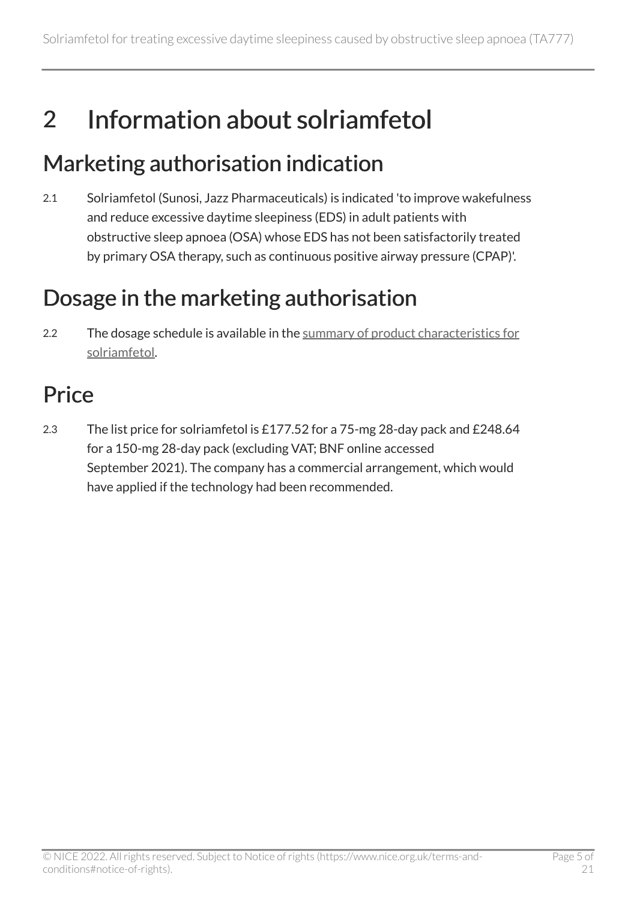# 2 Information about solriamfetol

## Marketing authorisation indication

2.1 Solriamfetol (Sunosi, Jazz Pharmaceuticals) is indicated 'to improve wakefulness and reduce excessive daytime sleepiness (EDS) in adult patients with obstructive sleep apnoea (OSA) whose EDS has not been satisfactorily treated by primary OSA therapy, such as continuous positive airway pressure (CPAP)'.

## Dosage in the marketing authorisation

2.2 The dosage schedule is available in the summary of product characteristics for solriamfetol.

## Price

2.3 The list price for solriamfetol is £177.52 for a 75-mg 28-day pack and £248.64 for a 150-mg 28-day pack (excluding VAT; BNF online accessed September 2021). The company has a commercial arrangement, which would have applied if the technology had been recommended.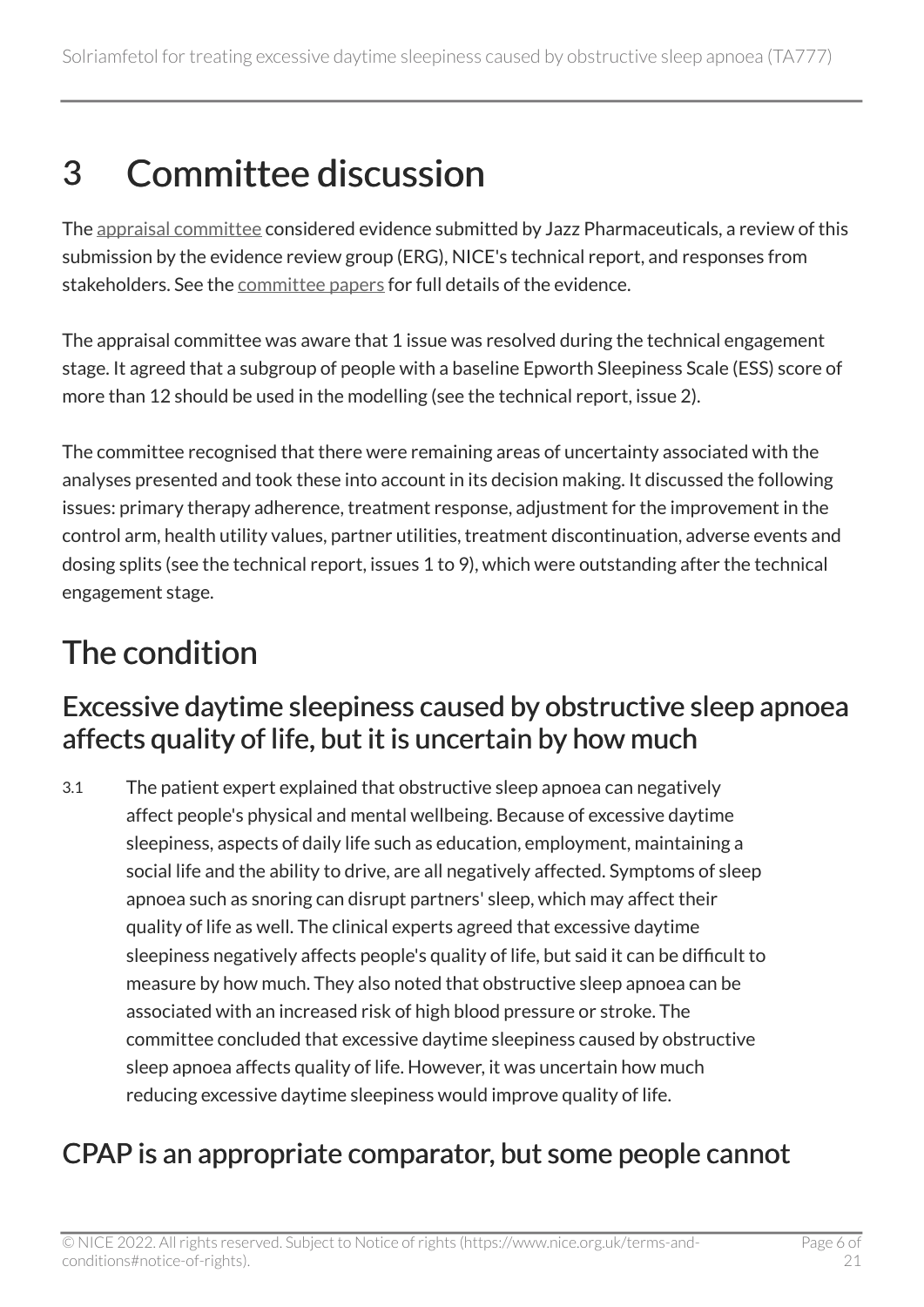# 3 Committee discussion

The appraisal committee considered evidence submitted by Jazz Pharmaceuticals, a review of this submission by the evidence review group (ERG), NICE's technical report, and responses from stakeholders. See the committee papers for full details of the evidence.

The appraisal committee was aware that 1 issue was resolved during the technical engagement stage. It agreed that a subgroup of people with a baseline Epworth Sleepiness Scale (ESS) score of more than 12 should be used in the modelling (see the technical report, issue 2).

The committee recognised that there were remaining areas of uncertainty associated with the analyses presented and took these into account in its decision making. It discussed the following issues: primary therapy adherence, treatment response, adjustment for the improvement in the control arm, health utility values, partner utilities, treatment discontinuation, adverse events and dosing splits (see the technical report, issues 1 to 9), which were outstanding after the technical engagement stage.

## The condition

### Excessive daytime sleepiness caused by obstructive sleep apnoea affects quality of life, but it is uncertain by how much

3.1 The patient expert explained that obstructive sleep apnoea can negatively affect people's physical and mental wellbeing. Because of excessive daytime sleepiness, aspects of daily life such as education, employment, maintaining a social life and the ability to drive, are all negatively affected. Symptoms of sleep apnoea such as snoring can disrupt partners' sleep, which may affect their quality of life as well. The clinical experts agreed that excessive daytime sleepiness negatively affects people's quality of life, but said it can be difficult to measure by how much. They also noted that obstructive sleep apnoea can be associated with an increased risk of high blood pressure or stroke. The committee concluded that excessive daytime sleepiness caused by obstructive sleep apnoea affects quality of life. However, it was uncertain how much reducing excessive daytime sleepiness would improve quality of life.

### CPAP is an appropriate comparator, but some people cannot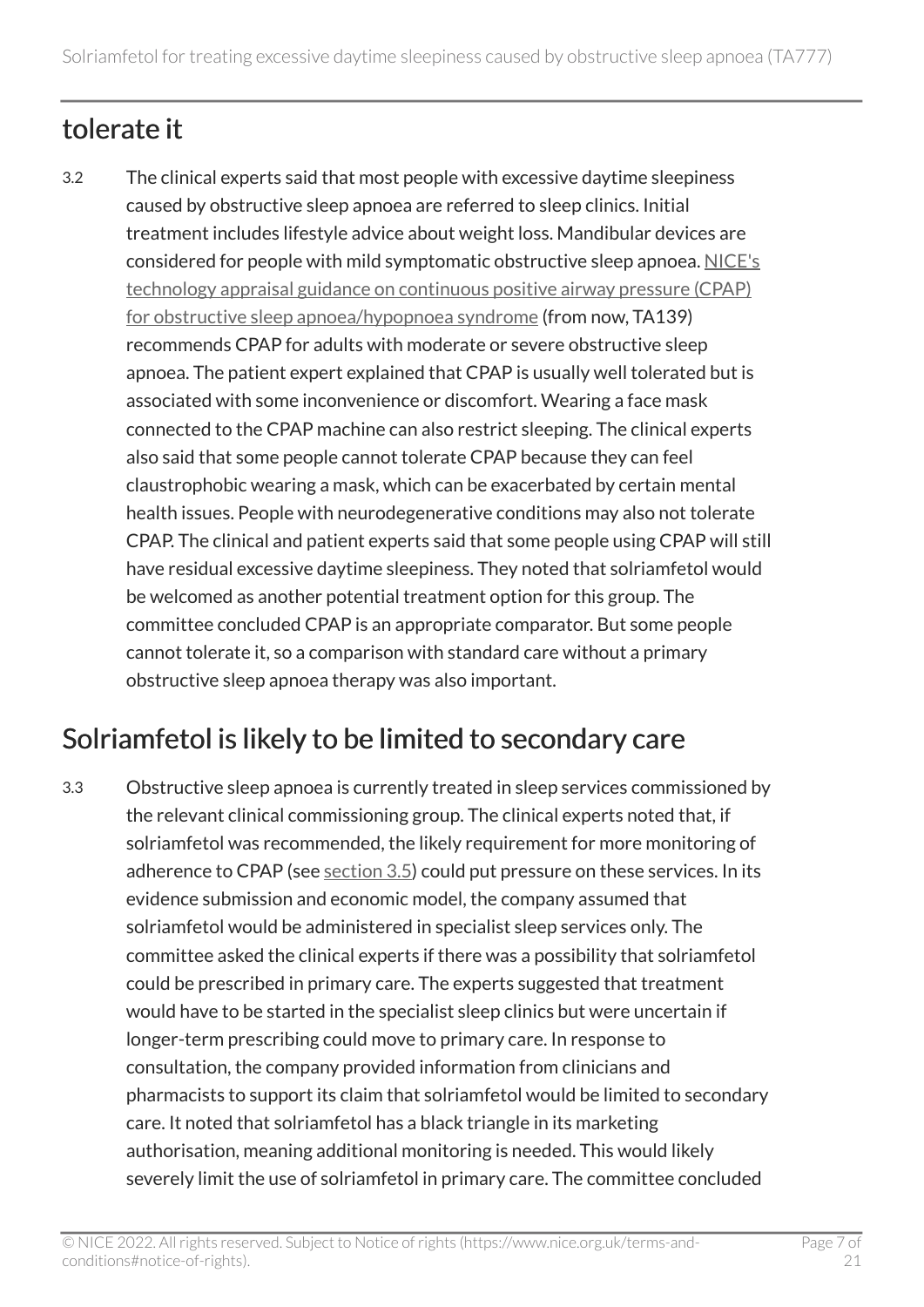## tolerate it

3.2 The clinical experts said that most people with excessive daytime sleepiness caused by obstructive sleep apnoea are referred to sleep clinics. Initial treatment includes lifestyle advice about weight loss. Mandibular devices are considered for people with mild symptomatic obstructive sleep apnoea. NICE's technology appraisal guidance on continuous positive airway pressure (CPAP) for obstructive sleep apnoea/hypopnoea syndrome (from now, TA139) recommends CPAP for adults with moderate or severe obstructive sleep apnoea. The patient expert explained that CPAP is usually well tolerated but is associated with some inconvenience or discomfort. Wearing a face mask connected to the CPAP machine can also restrict sleeping. The clinical experts also said that some people cannot tolerate CPAP because they can feel claustrophobic wearing a mask, which can be exacerbated by certain mental health issues. People with neurodegenerative conditions may also not tolerate CPAP. The clinical and patient experts said that some people using CPAP will still have residual excessive daytime sleepiness. They noted that solriamfetol would be welcomed as another potential treatment option for this group. The committee concluded CPAP is an appropriate comparator. But some people cannot tolerate it, so a comparison with standard care without a primary obstructive sleep apnoea therapy was also important.

## Solriamfetol is likely to be limited to secondary care

3.3 Obstructive sleep apnoea is currently treated in sleep services commissioned by the relevant clinical commissioning group. The clinical experts noted that, if solriamfetol was recommended, the likely requirement for more monitoring of adherence to CPAP (see section 3.5) could put pressure on these services. In its evidence submission and economic model, the company assumed that solriamfetol would be administered in specialist sleep services only. The committee asked the clinical experts if there was a possibility that solriamfetol could be prescribed in primary care. The experts suggested that treatment would have to be started in the specialist sleep clinics but were uncertain if longer-term prescribing could move to primary care. In response to consultation, the company provided information from clinicians and pharmacists to support its claim that solriamfetol would be limited to secondary care. It noted that solriamfetol has a black triangle in its marketing authorisation, meaning additional monitoring is needed. This would likely severely limit the use of solriamfetol in primary care. The committee concluded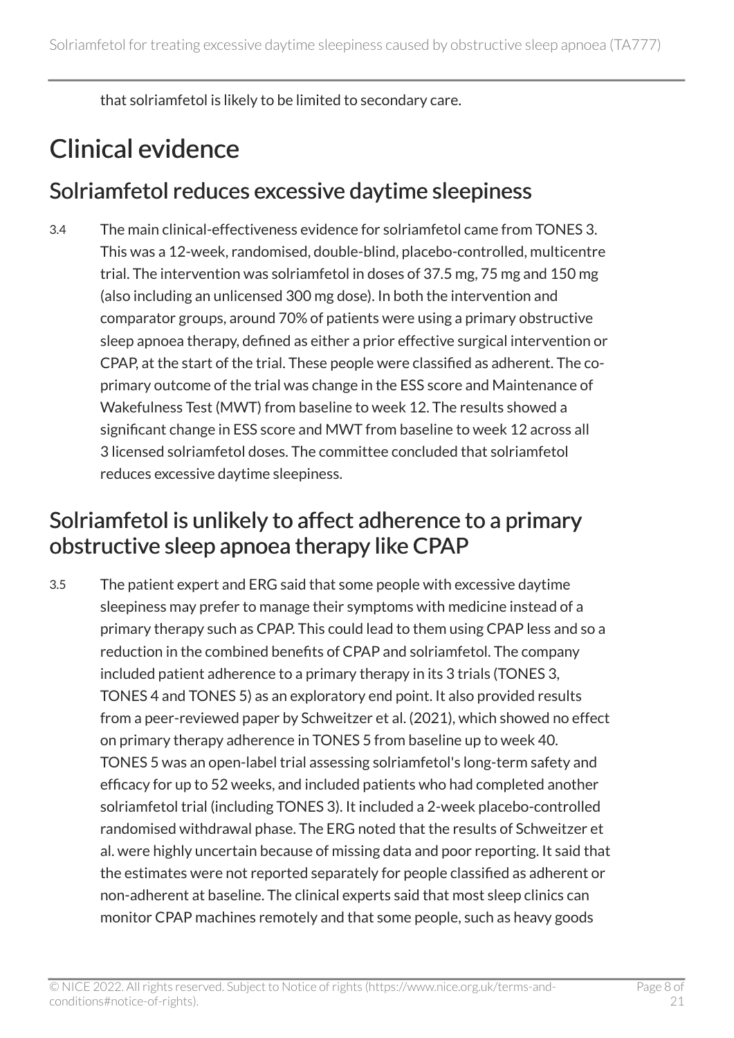that solriamfetol is likely to be limited to secondary care.

## Clinical evidence

### Solriamfetol reduces excessive daytime sleepiness

3.4 The main clinical-effectiveness evidence for solriamfetol came from TONES 3. This was a 12-week, randomised, double-blind, placebo-controlled, multicentre trial. The intervention was solriamfetol in doses of 37.5 mg, 75 mg and 150 mg (also including an unlicensed 300 mg dose). In both the intervention and comparator groups, around 70% of patients were using a primary obstructive sleep apnoea therapy, defined as either a prior effective surgical intervention or CPAP, at the start of the trial. These people were classified as adherent. The co-primary outcome of the trial was change in the ESS score and Maintenance of Wakefulness Test (MWT) from baseline to week 12. The results showed a significant change in ESS score and MWT from baseline to week 12 across all 3 licensed solriamfetol doses. The committee concluded that solriamfetol reduces excessive daytime sleepiness.

### Solriamfetol is unlikely to affect adherence to a primary obstructive sleep apnoea therapy like CPAP

3.5 The patient expert and ERG said that some people with excessive daytime sleepiness may prefer to manage their symptoms with medicine instead of a primary therapy such as CPAP. This could lead to them using CPAP less and so a reduction in the combined benefits of CPAP and solriamfetol. The company included patient adherence to a primary therapy in its 3 trials (TONES 3, TONES 4 and TONES 5) as an exploratory end point. It also provided results from a peer-reviewed paper by Schweitzer et al. (2021), which showed no effect on primary therapy adherence in TONES 5 from baseline up to week 40. TONES 5 was an open-label trial assessing solriamfetol's long-term safety and efficacy for up to 52 weeks, and included patients who had completed another solriamfetol trial (including TONES 3). It included a 2-week placebo-controlled randomised withdrawal phase. The ERG noted that the results of Schweitzer et al. were highly uncertain because of missing data and poor reporting. It said that the estimates were not reported separately for people classified as adherent or non-adherent at baseline. The clinical experts said that most sleep clinics can monitor CPAP machines remotely and that some people, such as heavy goods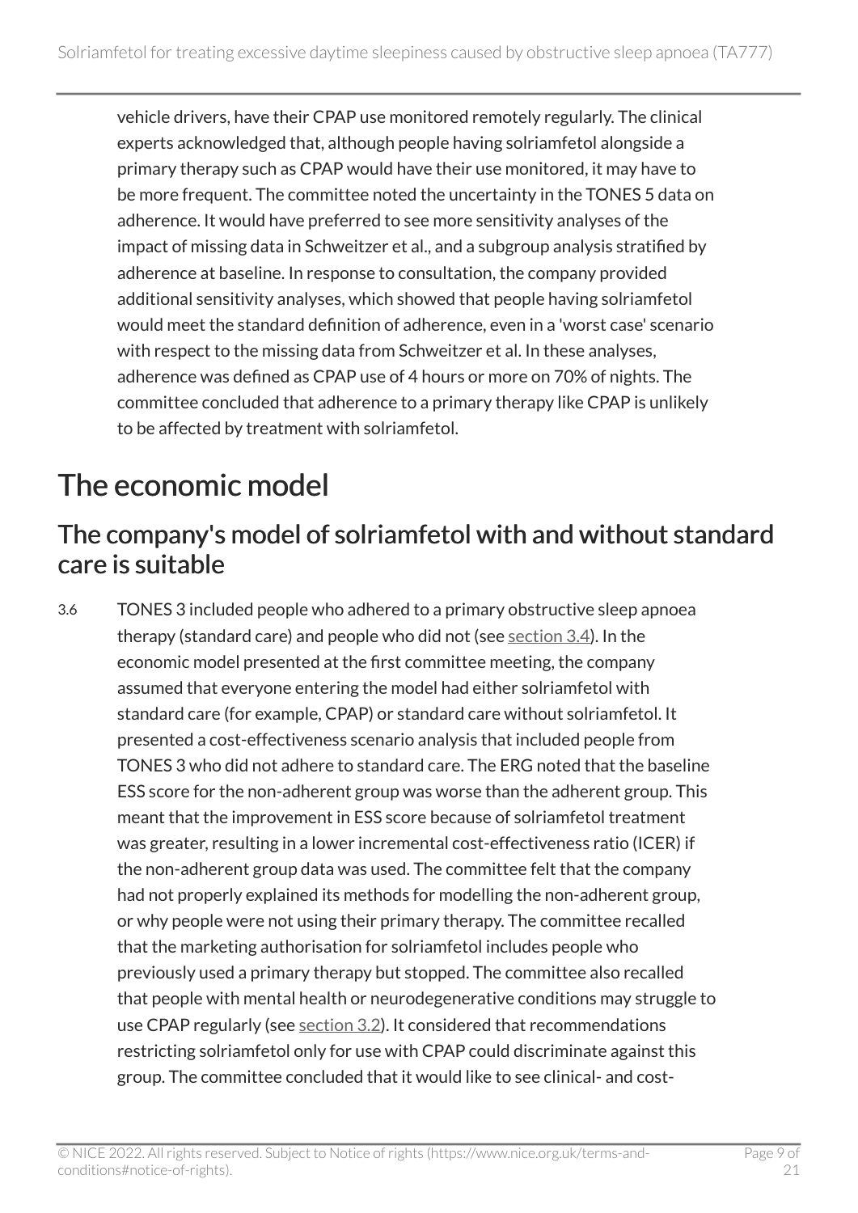vehicle drivers, have their CPAP use monitored remotely regularly. The clinical experts acknowledged that, although people having solriamfetol alongside a primary therapy such as CPAP would have their use monitored, it may have to be more frequent. The committee noted the uncertainty in the TONES 5 data on adherence. It would have preferred to see more sensitivity analyses of the impact of missing data in Schweitzer et al., and a subgroup analysis stratified by adherence at baseline. In response to consultation, the company provided additional sensitivity analyses, which showed that people having solriamfetol would meet the standard definition of adherence, even in a 'worst case' scenario with respect to the missing data from Schweitzer et al. In these analyses, adherence was defined as CPAP use of 4 hours or more on 70% of nights. The committee concluded that adherence to a primary therapy like CPAP is unlikely to be affected by treatment with solriamfetol.

# The economic model

## The company's model of solriamfetol with and without standard care is suitable

3.6 TONES 3 included people who adhered to a primary obstructive sleep apnoea therapy (standard care) and people who did not (see section 3.4). In the economic model presented at the first committee meeting, the company assumed that everyone entering the model had either solriamfetol with standard care (for example, CPAP) or standard care without solriamfetol. It presented a cost-effectiveness scenario analysis that included people from TONES 3 who did not adhere to standard care. The ERG noted that the baseline ESS score for the non-adherent group was worse than the adherent group. This meant that the improvement in ESS score because of solriamfetol treatment was greater, resulting in a lower incremental cost-effectiveness ratio (ICER) if the non-adherent group data was used. The committee felt that the company had not properly explained its methods for modelling the non-adherent group, or why people were not using their primary therapy. The committee recalled that the marketing authorisation for solriamfetol includes people who previously used a primary therapy but stopped. The committee also recalled that people with mental health or neurodegenerative conditions may struggle to use CPAP regularly (see section 3.2). It considered that recommendations restricting solriamfetol only for use with CPAP could discriminate against this group. The committee concluded that it would like to see clinical- and cost-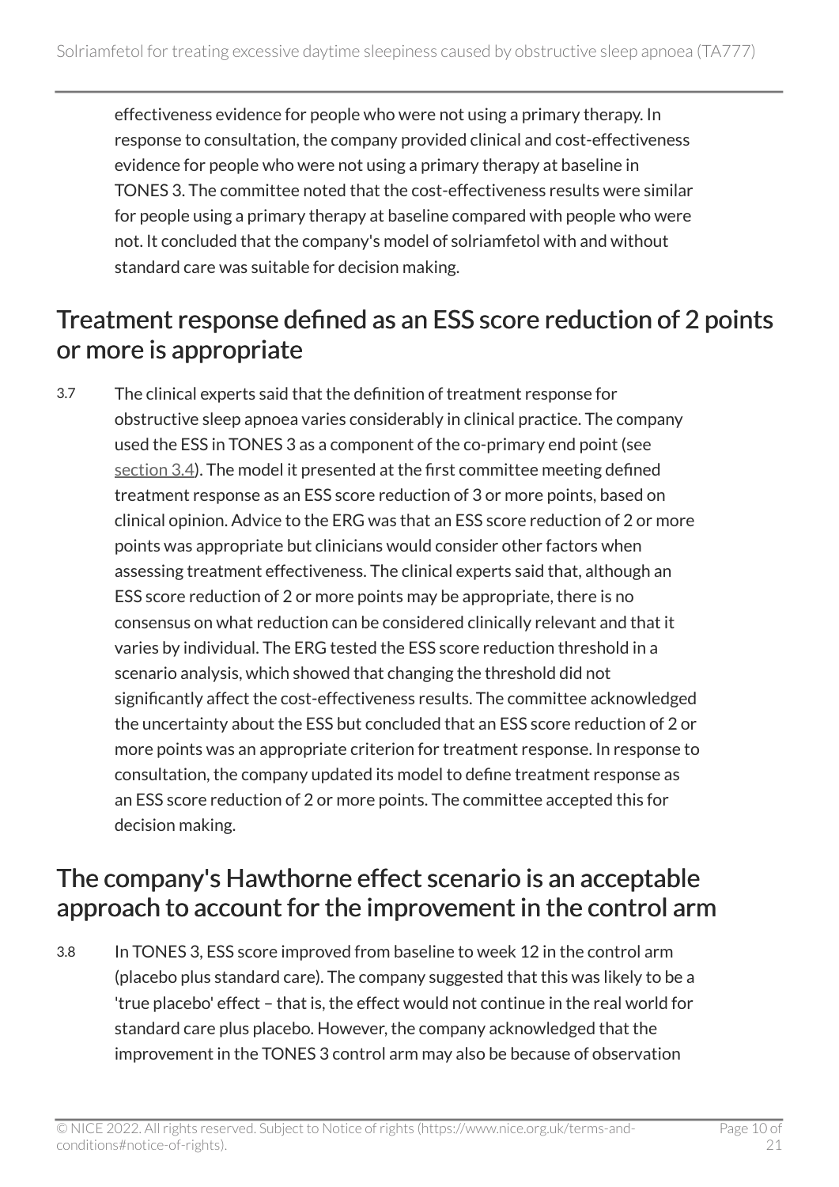effectiveness evidence for people who were not using a primary therapy. In response to consultation, the company provided clinical and cost-effectiveness evidence for people who were not using a primary therapy at baseline in TONES 3. The committee noted that the cost-effectiveness results were similar for people using a primary therapy at baseline compared with people who were not. It concluded that the company's model of solriamfetol with and without standard care was suitable for decision making.

## Treatment response defined as an ESS score reduction of 2 points or more is appropriate

3.7 The clinical experts said that the definition of treatment response for obstructive sleep apnoea varies considerably in clinical practice. The company used the ESS in TONES 3 as a component of the co-primary end point (see section 3.4). The model it presented at the first committee meeting defined treatment response as an ESS score reduction of 3 or more points, based on clinical opinion. Advice to the ERG was that an ESS score reduction of 2 or more points was appropriate but clinicians would consider other factors when assessing treatment effectiveness. The clinical experts said that, although an ESS score reduction of 2 or more points may be appropriate, there is no consensus on what reduction can be considered clinically relevant and that it varies by individual. The ERG tested the ESS score reduction threshold in a scenario analysis, which showed that changing the threshold did not significantly affect the cost-effectiveness results. The committee acknowledged the uncertainty about the ESS but concluded that an ESS score reduction of 2 or more points was an appropriate criterion for treatment response. In response to consultation, the company updated its model to define treatment response as an ESS score reduction of 2 or more points. The committee accepted this for decision making.

## The company's Hawthorne effect scenario is an acceptable approach to account for the improvement in the control arm

3.8 In TONES 3, ESS score improved from baseline to week 12 in the control arm (placebo plus standard care). The company suggested that this was likely to be a 'true placebo' effect – that is, the effect would not continue in the real world for standard care plus placebo. However, the company acknowledged that the improvement in the TONES 3 control arm may also be because of observation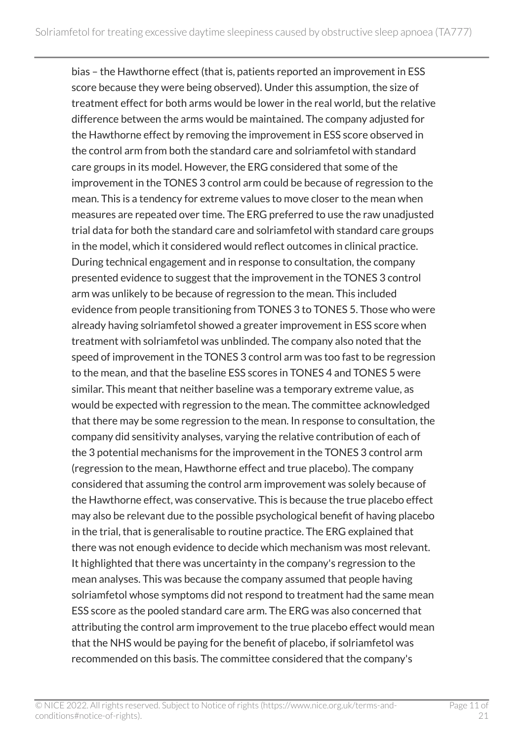bias – the Hawthorne effect (that is, patients reported an improvement in ESS score because they were being observed). Under this assumption, the size of treatment effect for both arms would be lower in the real world, but the relative difference between the arms would be maintained. The company adjusted for the Hawthorne effect by removing the improvement in ESS score observed in the control arm from both the standard care and solriamfetol with standard care groups in its model. However, the ERG considered that some of the improvement in the TONES 3 control arm could be because of regression to the mean. This is a tendency for extreme values to move closer to the mean when measures are repeated over time. The ERG preferred to use the raw unadjusted trial data for both the standard care and solriamfetol with standard care groups in the model, which it considered would reflect outcomes in clinical practice. During technical engagement and in response to consultation, the company presented evidence to suggest that the improvement in the TONES 3 control arm was unlikely to be because of regression to the mean. This included evidence from people transitioning from TONES 3 to TONES 5. Those who were already having solriamfetol showed a greater improvement in ESS score when treatment with solriamfetol was unblinded. The company also noted that the speed of improvement in the TONES 3 control arm was too fast to be regression to the mean, and that the baseline ESS scores in TONES 4 and TONES 5 were similar. This meant that neither baseline was a temporary extreme value, as would be expected with regression to the mean. The committee acknowledged that there may be some regression to the mean. In response to consultation, the company did sensitivity analyses, varying the relative contribution of each of the 3 potential mechanisms for the improvement in the TONES 3 control arm (regression to the mean, Hawthorne effect and true placebo). The company considered that assuming the control arm improvement was solely because of the Hawthorne effect, was conservative. This is because the true placebo effect may also be relevant due to the possible psychological benefit of having placebo in the trial, that is generalisable to routine practice. The ERG explained that there was not enough evidence to decide which mechanism was most relevant. It highlighted that there was uncertainty in the company's regression to the mean analyses. This was because the company assumed that people having solriamfetol whose symptoms did not respond to treatment had the same mean ESS score as the pooled standard care arm. The ERG was also concerned that attributing the control arm improvement to the true placebo effect would mean that the NHS would be paying for the benefit of placebo, if solriamfetol was recommended on this basis. The committee considered that the company's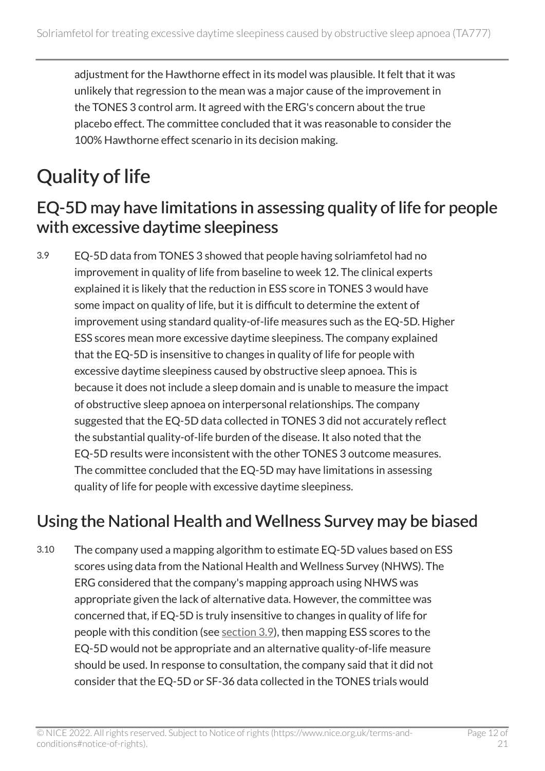adjustment for the Hawthorne effect in its model was plausible. It felt that it was unlikely that regression to the mean was a major cause of the improvement in the TONES 3 control arm. It agreed with the ERG's concern about the true placebo effect. The committee concluded that it was reasonable to consider the 100% Hawthorne effect scenario in its decision making.

# Quality of life

## EQ-5D may have limitations in assessing quality of life for people with excessive daytime sleepiness

3.9 EQ-5D data from TONES 3 showed that people having solriamfetol had no improvement in quality of life from baseline to week 12. The clinical experts explained it is likely that the reduction in ESS score in TONES 3 would have some impact on quality of life, but it is difficult to determine the extent of improvement using standard quality-of-life measures such as the EQ-5D. Higher ESS scores mean more excessive daytime sleepiness. The company explained that the EQ-5D is insensitive to changes in quality of life for people with excessive daytime sleepiness caused by obstructive sleep apnoea. This is because it does not include a sleep domain and is unable to measure the impact of obstructive sleep apnoea on interpersonal relationships. The company suggested that the EQ-5D data collected in TONES 3 did not accurately reflect the substantial quality-of-life burden of the disease. It also noted that the EQ-5D results were inconsistent with the other TONES 3 outcome measures. The committee concluded that the EQ-5D may have limitations in assessing quality of life for people with excessive daytime sleepiness.

## Using the National Health and Wellness Survey may be biased

3.10 The company used a mapping algorithm to estimate EQ-5D values based on ESS scores using data from the National Health and Wellness Survey (NHWS). The ERG considered that the company's mapping approach using NHWS was appropriate given the lack of alternative data. However, the committee was concerned that, if EQ-5D is truly insensitive to changes in quality of life for people with this condition (see section 3.9), then mapping ESS scores to the EQ-5D would not be appropriate and an alternative quality-of-life measure should be used. In response to consultation, the company said that it did not consider that the EQ-5D or SF-36 data collected in the TONES trials would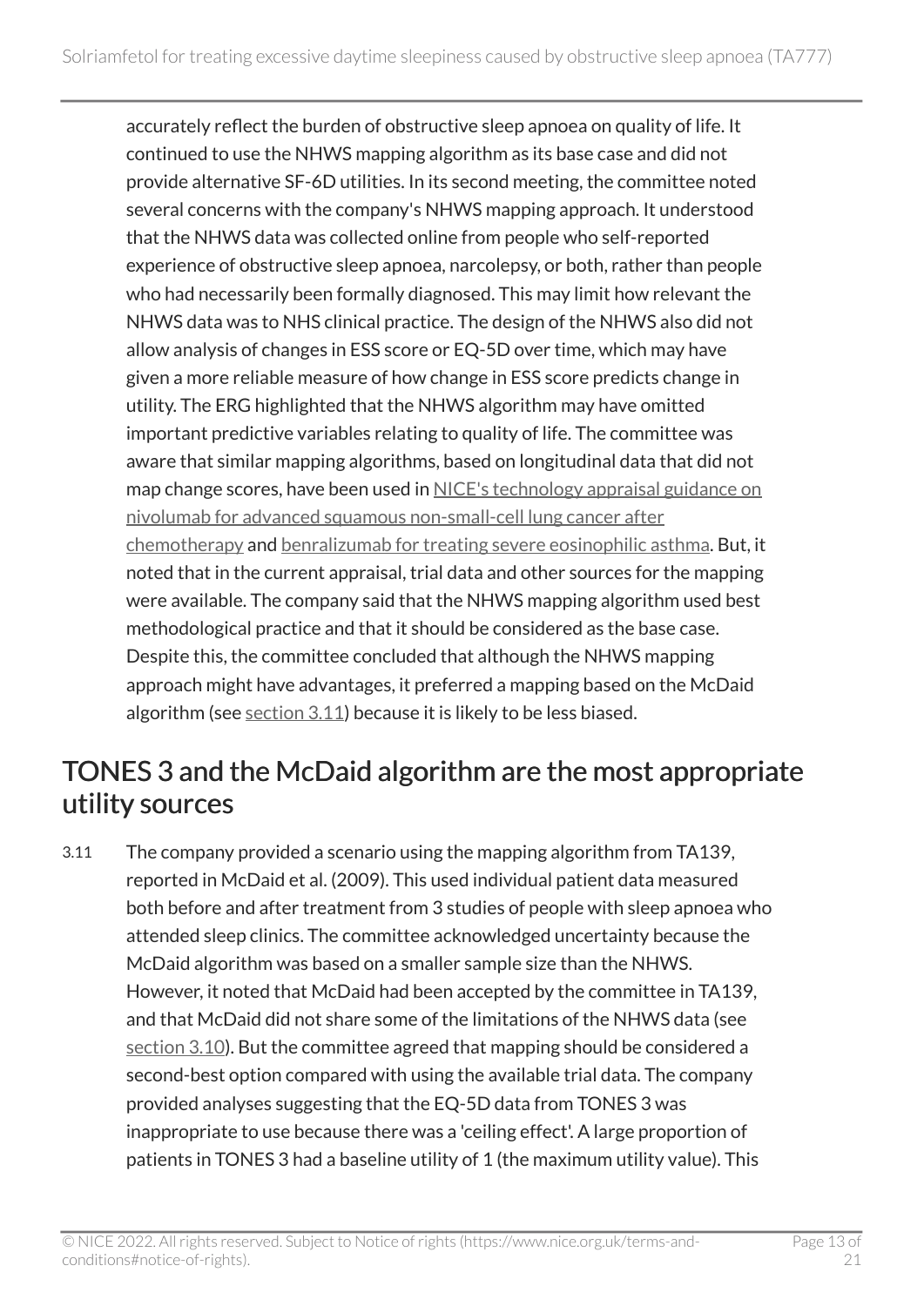accurately reflect the burden of obstructive sleep apnoea on quality of life. It continued to use the NHWS mapping algorithm as its base case and did not provide alternative SF-6D utilities. In its second meeting, the committee noted several concerns with the company's NHWS mapping approach. It understood that the NHWS data was collected online from people who self-reported experience of obstructive sleep apnoea, narcolepsy, or both, rather than people who had necessarily been formally diagnosed. This may limit how relevant the NHWS data was to NHS clinical practice. The design of the NHWS also did not allow analysis of changes in ESS score or EQ-5D over time, which may have given a more reliable measure of how change in ESS score predicts change in utility. The ERG highlighted that the NHWS algorithm may have omitted important predictive variables relating to quality of life. The committee was aware that similar mapping algorithms, based on longitudinal data that did not map change scores, have been used in NICE's technology appraisal guidance on nivolumab for advanced squamous non-small-cell lung cancer after chemotherapy and benralizumab for treating severe eosinophilic asthma. But, it noted that in the current appraisal, trial data and other sources for the mapping were available. The company said that the NHWS mapping algorithm used best methodological practice and that it should be considered as the base case. Despite this, the committee concluded that although the NHWS mapping approach might have advantages, it preferred a mapping based on the McDaid algorithm (see section 3.11) because it is likely to be less biased.

## TONES 3 and the McDaid algorithm are the most appropriate utility sources

3.11 The company provided a scenario using the mapping algorithm from TA139, reported in McDaid et al. (2009). This used individual patient data measured both before and after treatment from 3 studies of people with sleep apnoea who attended sleep clinics. The committee acknowledged uncertainty because the McDaid algorithm was based on a smaller sample size than the NHWS. However, it noted that McDaid had been accepted by the committee in TA139, and that McDaid did not share some of the limitations of the NHWS data (see section 3.10). But the committee agreed that mapping should be considered a second-best option compared with using the available trial data. The company provided analyses suggesting that the EQ-5D data from TONES 3 was inappropriate to use because there was a 'ceiling effect'. A large proportion of patients in TONES 3 had a baseline utility of 1 (the maximum utility value). This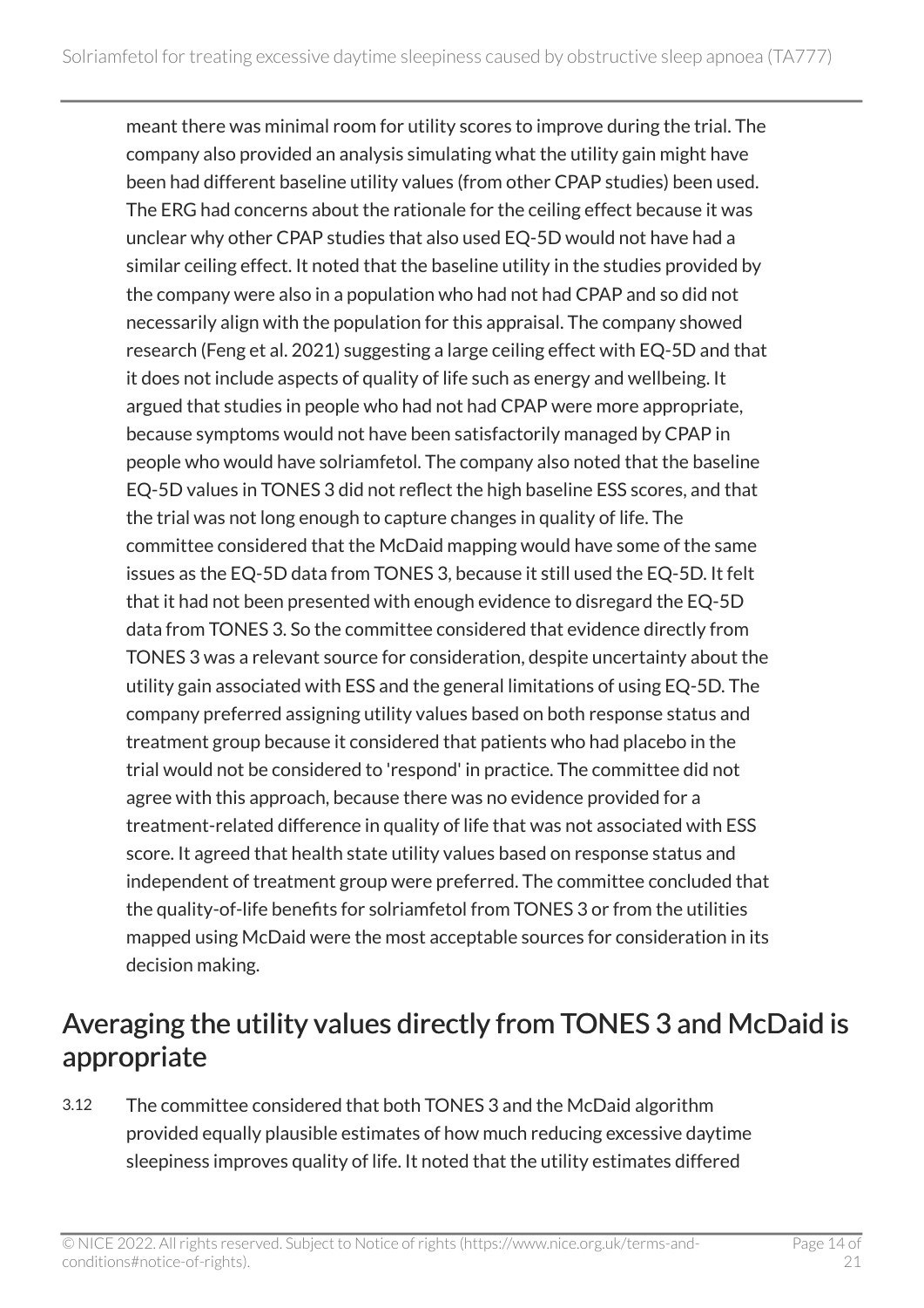meant there was minimal room for utility scores to improve during the trial. The company also provided an analysis simulating what the utility gain might have been had different baseline utility values (from other CPAP studies) been used. The ERG had concerns about the rationale for the ceiling effect because it was unclear why other CPAP studies that also used EQ-5D would not have had a similar ceiling effect. It noted that the baseline utility in the studies provided by the company were also in a population who had not had CPAP and so did not necessarily align with the population for this appraisal. The company showed research (Feng et al. 2021) suggesting a large ceiling effect with EQ-5D and that it does not include aspects of quality of life such as energy and wellbeing. It argued that studies in people who had not had CPAP were more appropriate, because symptoms would not have been satisfactorily managed by CPAP in people who would have solriamfetol. The company also noted that the baseline EQ-5D values in TONES 3 did not reflect the high baseline ESS scores, and that the trial was not long enough to capture changes in quality of life. The committee considered that the McDaid mapping would have some of the same issues as the EQ-5D data from TONES 3, because it still used the EQ-5D. It felt that it had not been presented with enough evidence to disregard the EQ-5D data from TONES 3. So the committee considered that evidence directly from TONES 3 was a relevant source for consideration, despite uncertainty about the utility gain associated with ESS and the general limitations of using EQ-5D. The company preferred assigning utility values based on both response status and treatment group because it considered that patients who had placebo in the trial would not be considered to 'respond' in practice. The committee did not agree with this approach, because there was no evidence provided for a treatment-related difference in quality of life that was not associated with ESS score. It agreed that health state utility values based on response status and independent of treatment group were preferred. The committee concluded that the quality-of-life benefits for solriamfetol from TONES 3 or from the utilities mapped using McDaid were the most acceptable sources for consideration in its decision making.

## Averaging the utility values directly from TONES 3 and McDaid is appropriate

3.12 The committee considered that both TONES 3 and the McDaid algorithm provided equally plausible estimates of how much reducing excessive daytime sleepiness improves quality of life. It noted that the utility estimates differed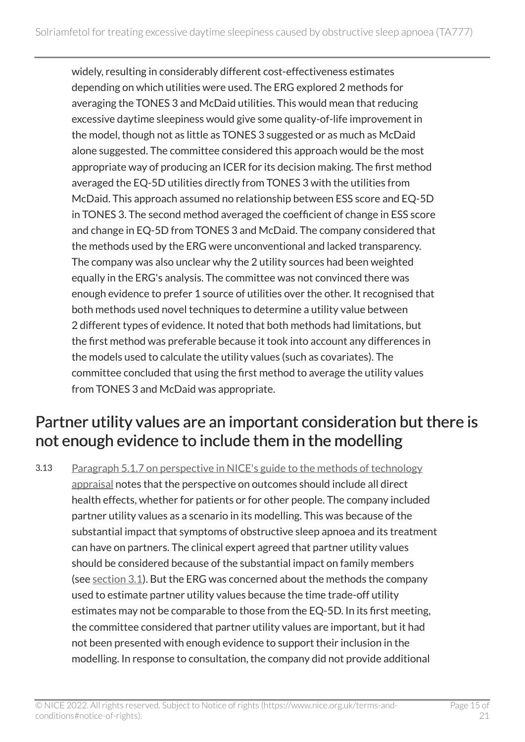widely, resulting in considerably different cost-effectiveness estimates depending on which utilities were used. The ERG explored 2 methods for averaging the TONES 3 and McDaid utilities. This would mean that reducing excessive daytime sleepiness would give some quality-of-life improvement in the model, though not as little as TONES 3 suggested or as much as McDaid alone suggested. The committee considered this approach would be the most appropriate way of producing an ICER for its decision making. The first method averaged the EQ-5D utilities directly from TONES 3 with the utilities from McDaid. This approach assumed no relationship between ESS score and EQ-5D in TONES 3. The second method averaged the coefficient of change in ESS score and change in EQ-5D from TONES 3 and McDaid. The company considered that the methods used by the ERG were unconventional and lacked transparency. The company was also unclear why the 2 utility sources had been weighted equally in the ERG's analysis. The committee was not convinced there was enough evidence to prefer 1 source of utilities over the other. It recognised that both methods used novel techniques to determine a utility value between 2 different types of evidence. It noted that both methods had limitations, but the first method was preferable because it took into account any differences in the models used to calculate the utility values (such as covariates). The committee concluded that using the first method to average the utility values from TONES 3 and McDaid was appropriate.

## Partner utility values are an important consideration but there is not enough evidence to include them in the modelling

3.13 Paragraph 5.1.7 on perspective in NICE's guide to the methods of technology appraisal notes that the perspective on outcomes should include all direct health effects, whether for patients or for other people. The company included partner utility values as a scenario in its modelling. This was because of the substantial impact that symptoms of obstructive sleep apnoea and its treatment can have on partners. The clinical expert agreed that partner utility values should be considered because of the substantial impact on family members (see section 3.1). But the ERG was concerned about the methods the company used to estimate partner utility values because the time trade-off utility estimates may not be comparable to those from the EQ-5D. In its first meeting, the committee considered that partner utility values are important, but it had not been presented with enough evidence to support their inclusion in the modelling. In response to consultation, the company did not provide additional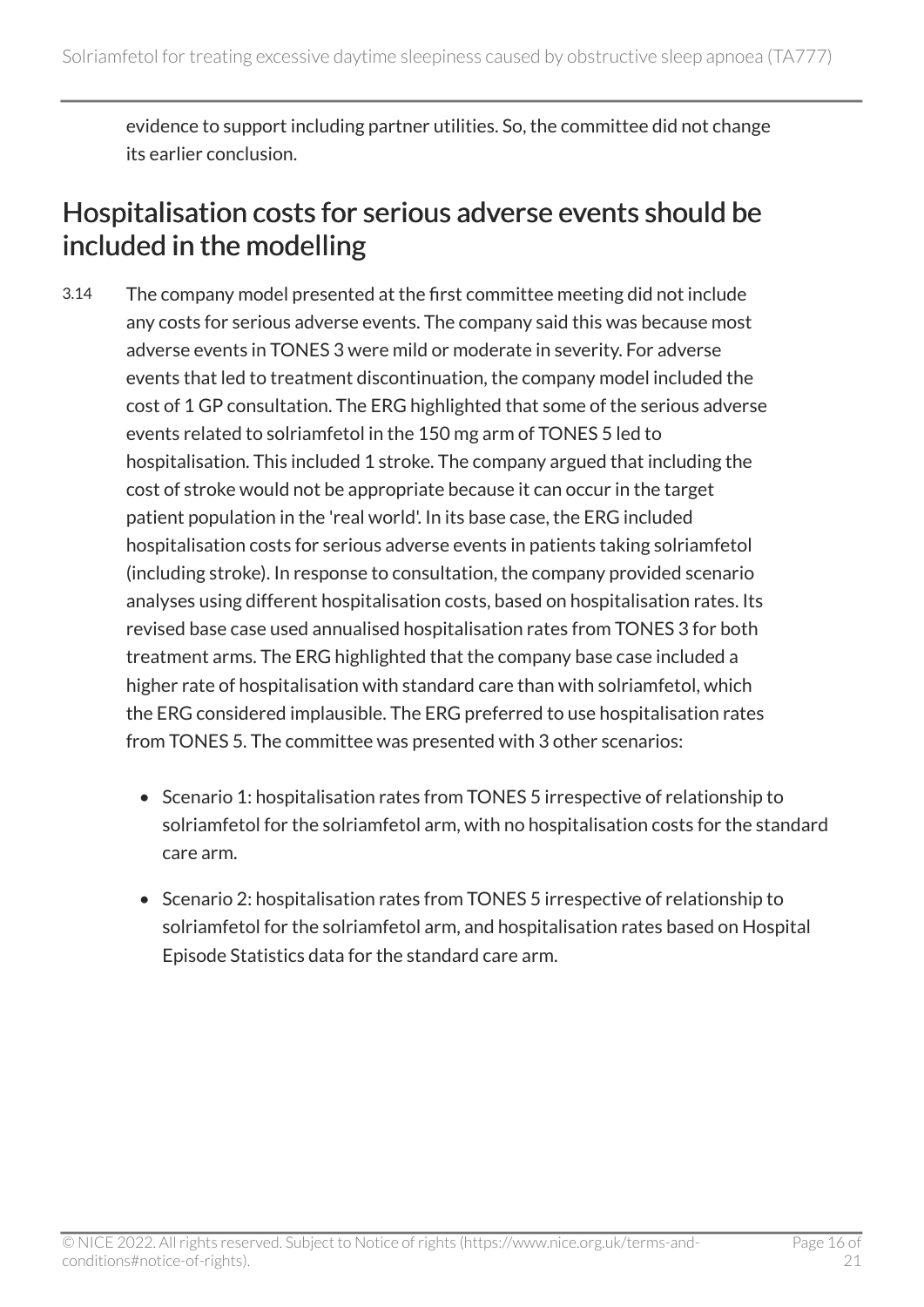evidence to support including partner utilities. So, the committee did not change its earlier conclusion.

## Hospitalisation costs for serious adverse events should be included in the modelling

3.14 The company model presented at the first committee meeting did not include any costs for serious adverse events. The company said this was because most adverse events in TONES 3 were mild or moderate in severity. For adverse events that led to treatment discontinuation, the company model included the cost of 1 GP consultation. The ERG highlighted that some of the serious adverse events related to solriamfetol in the 150 mg arm of TONES 5 led to hospitalisation. This included 1 stroke. The company argued that including the cost of stroke would not be appropriate because it can occur in the target patient population in the 'real world'. In its base case, the ERG included hospitalisation costs for serious adverse events in patients taking solriamfetol (including stroke). In response to consultation, the company provided scenario analyses using different hospitalisation costs, based on hospitalisation rates. Its revised base case used annualised hospitalisation rates from TONES 3 for both treatment arms. The ERG highlighted that the company base case included a higher rate of hospitalisation with standard care than with solriamfetol, which the ERG considered implausible. The ERG preferred to use hospitalisation rates from TONES 5. The committee was presented with 3 other scenarios:

- Scenario 1: hospitalisation rates from TONES 5 irrespective of relationship to solriamfetol for the solriamfetol arm, with no hospitalisation costs for the standard care arm.
- Scenario 2: hospitalisation rates from TONES 5 irrespective of relationship to solriamfetol for the solriamfetol arm, and hospitalisation rates based on Hospital Episode Statistics data for the standard care arm.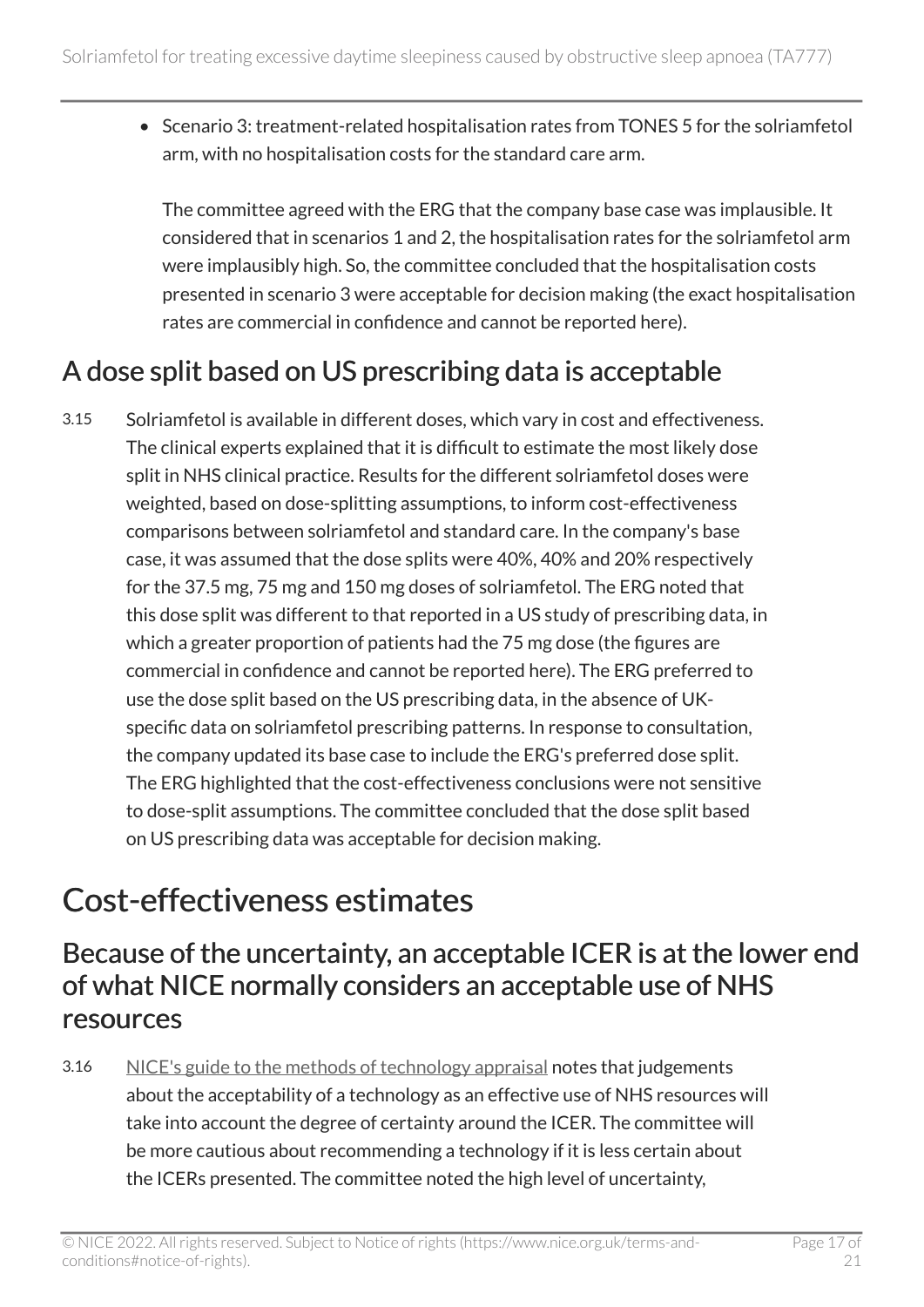- Scenario 3: treatment-related hospitalisation rates from TONES 5 for the solriamfetol arm, with no hospitalisation costs for the standard care arm.

  The committee agreed with the ERG that the company base case was implausible. It considered that in scenarios 1 and 2, the hospitalisation rates for the solriamfetol arm were implausibly high. So, the committee concluded that the hospitalisation costs presented in scenario 3 were acceptable for decision making (the exact hospitalisation rates are commercial in confidence and cannot be reported here).

## A dose split based on US prescribing data is acceptable

3.15 Solriamfetol is available in different doses, which vary in cost and effectiveness. The clinical experts explained that it is difficult to estimate the most likely dose split in NHS clinical practice. Results for the different solriamfetol doses were weighted, based on dose-splitting assumptions, to inform cost-effectiveness comparisons between solriamfetol and standard care. In the company's base case, it was assumed that the dose splits were 40%, 40% and 20% respectively for the 37.5 mg, 75 mg and 150 mg doses of solriamfetol. The ERG noted that this dose split was different to that reported in a US study of prescribing data, in which a greater proportion of patients had the 75 mg dose (the figures are commercial in confidence and cannot be reported here). The ERG preferred to use the dose split based on the US prescribing data, in the absence of UK-specific data on solriamfetol prescribing patterns. In response to consultation, the company updated its base case to include the ERG's preferred dose split. The ERG highlighted that the cost-effectiveness conclusions were not sensitive to dose-split assumptions. The committee concluded that the dose split based on US prescribing data was acceptable for decision making.

# Cost-effectiveness estimates

## Because of the uncertainty, an acceptable ICER is at the lower end of what NICE normally considers an acceptable use of NHS resources

3.16 NICE's guide to the methods of technology appraisal notes that judgements about the acceptability of a technology as an effective use of NHS resources will take into account the degree of certainty around the ICER. The committee will be more cautious about recommending a technology if it is less certain about the ICERs presented. The committee noted the high level of uncertainty,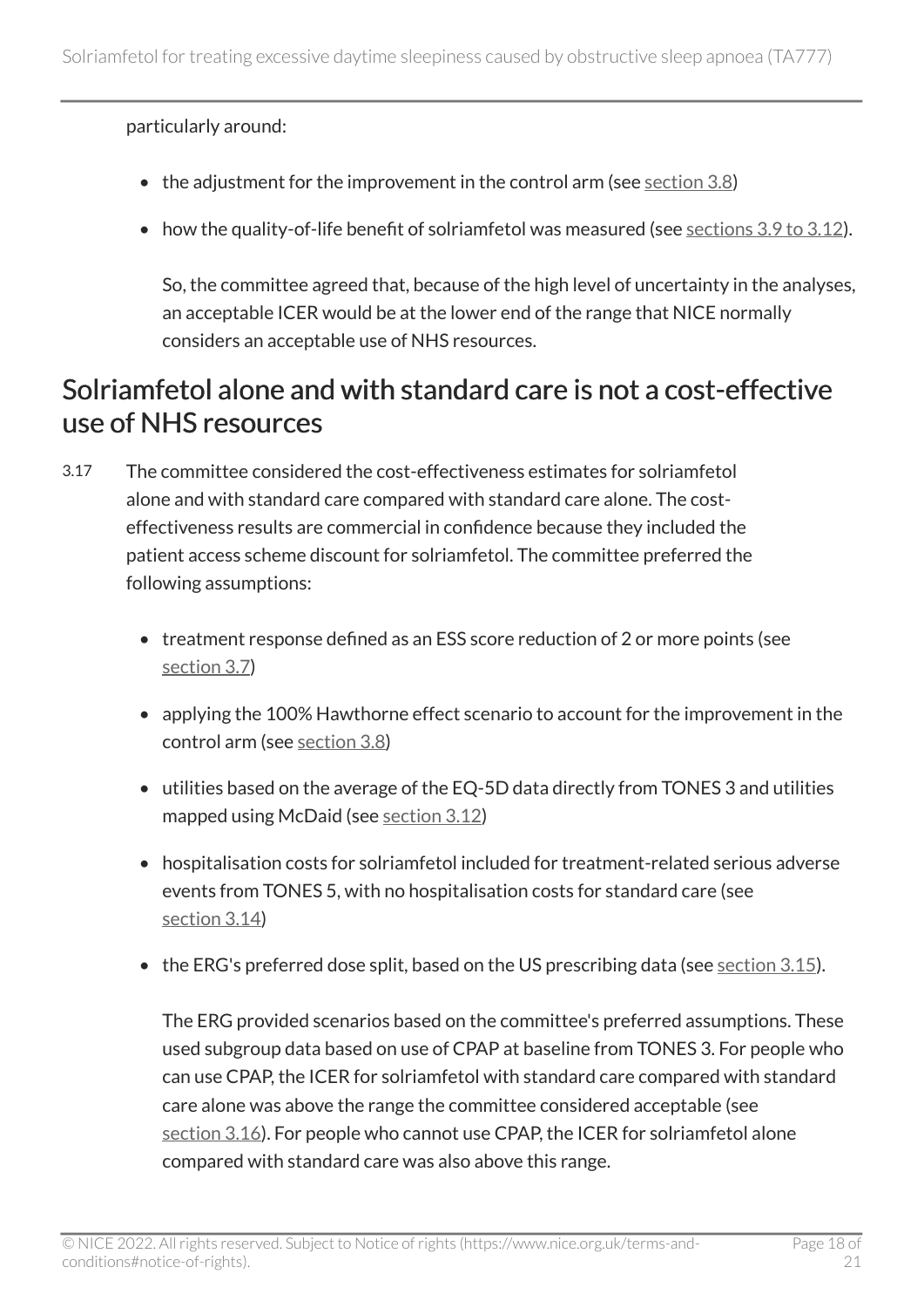particularly around:

- the adjustment for the improvement in the control arm (see section 3.8)
- how the quality-of-life benefit of solriamfetol was measured (see sections 3.9 to 3.12).

  So, the committee agreed that, because of the high level of uncertainty in the analyses, an acceptable ICER would be at the lower end of the range that NICE normally considers an acceptable use of NHS resources.

## Solriamfetol alone and with standard care is not a cost-effective use of NHS resources

3.17 The committee considered the cost-effectiveness estimates for solriamfetol alone and with standard care compared with standard care alone. The cost-effectiveness results are commercial in confidence because they included the patient access scheme discount for solriamfetol. The committee preferred the following assumptions:

- treatment response defined as an ESS score reduction of 2 or more points (see section 3.7)
- applying the 100% Hawthorne effect scenario to account for the improvement in the control arm (see section 3.8)
- utilities based on the average of the EQ-5D data directly from TONES 3 and utilities mapped using McDaid (see section 3.12)
- hospitalisation costs for solriamfetol included for treatment-related serious adverse events from TONES 5, with no hospitalisation costs for standard care (see section 3.14)
- the ERG's preferred dose split, based on the US prescribing data (see section 3.15).

  The ERG provided scenarios based on the committee's preferred assumptions. These used subgroup data based on use of CPAP at baseline from TONES 3. For people who can use CPAP, the ICER for solriamfetol with standard care compared with standard care alone was above the range the committee considered acceptable (see section 3.16). For people who cannot use CPAP, the ICER for solriamfetol alone compared with standard care was also above this range.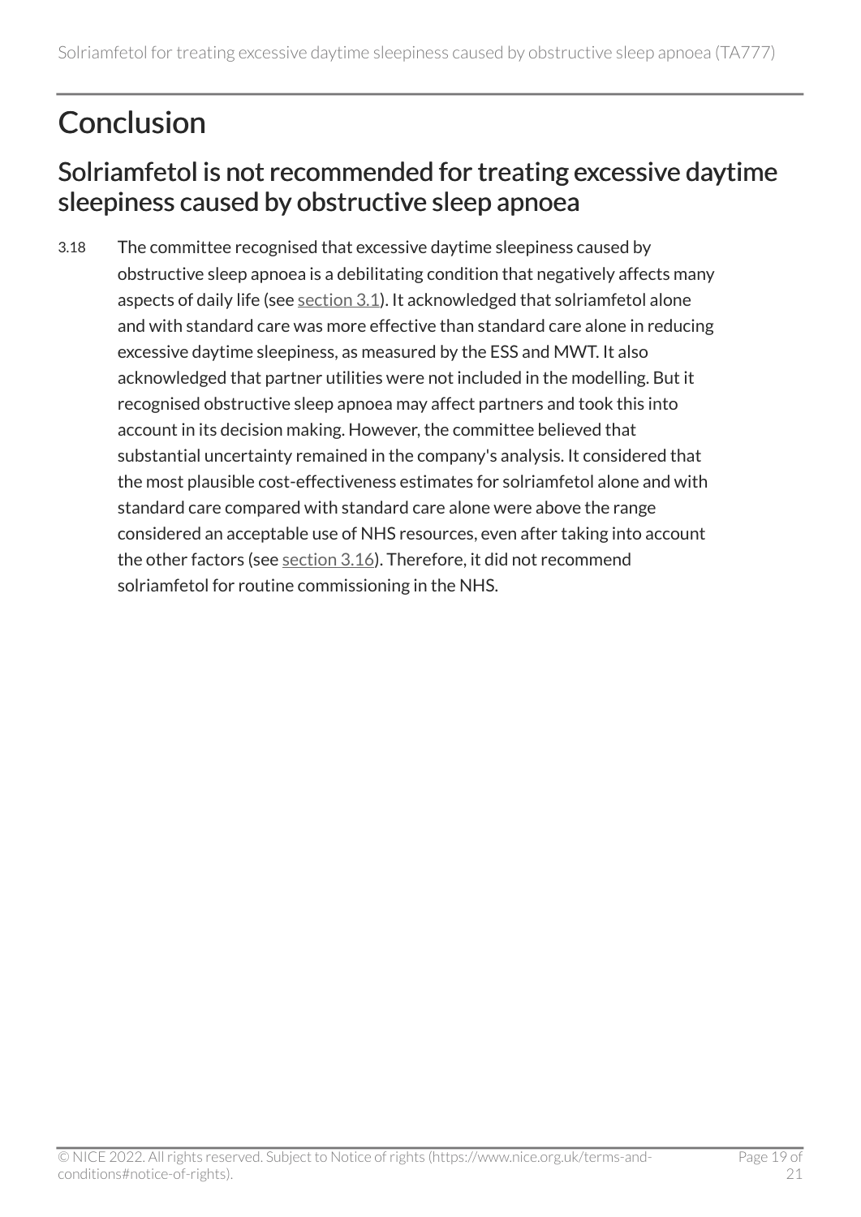# Conclusion

## Solriamfetol is not recommended for treating excessive daytime sleepiness caused by obstructive sleep apnoea

3.18 The committee recognised that excessive daytime sleepiness caused by obstructive sleep apnoea is a debilitating condition that negatively affects many aspects of daily life (see section 3.1). It acknowledged that solriamfetol alone and with standard care was more effective than standard care alone in reducing excessive daytime sleepiness, as measured by the ESS and MWT. It also acknowledged that partner utilities were not included in the modelling. But it recognised obstructive sleep apnoea may affect partners and took this into account in its decision making. However, the committee believed that substantial uncertainty remained in the company's analysis. It considered that the most plausible cost-effectiveness estimates for solriamfetol alone and with standard care compared with standard care alone were above the range considered an acceptable use of NHS resources, even after taking into account the other factors (see section 3.16). Therefore, it did not recommend solriamfetol for routine commissioning in the NHS.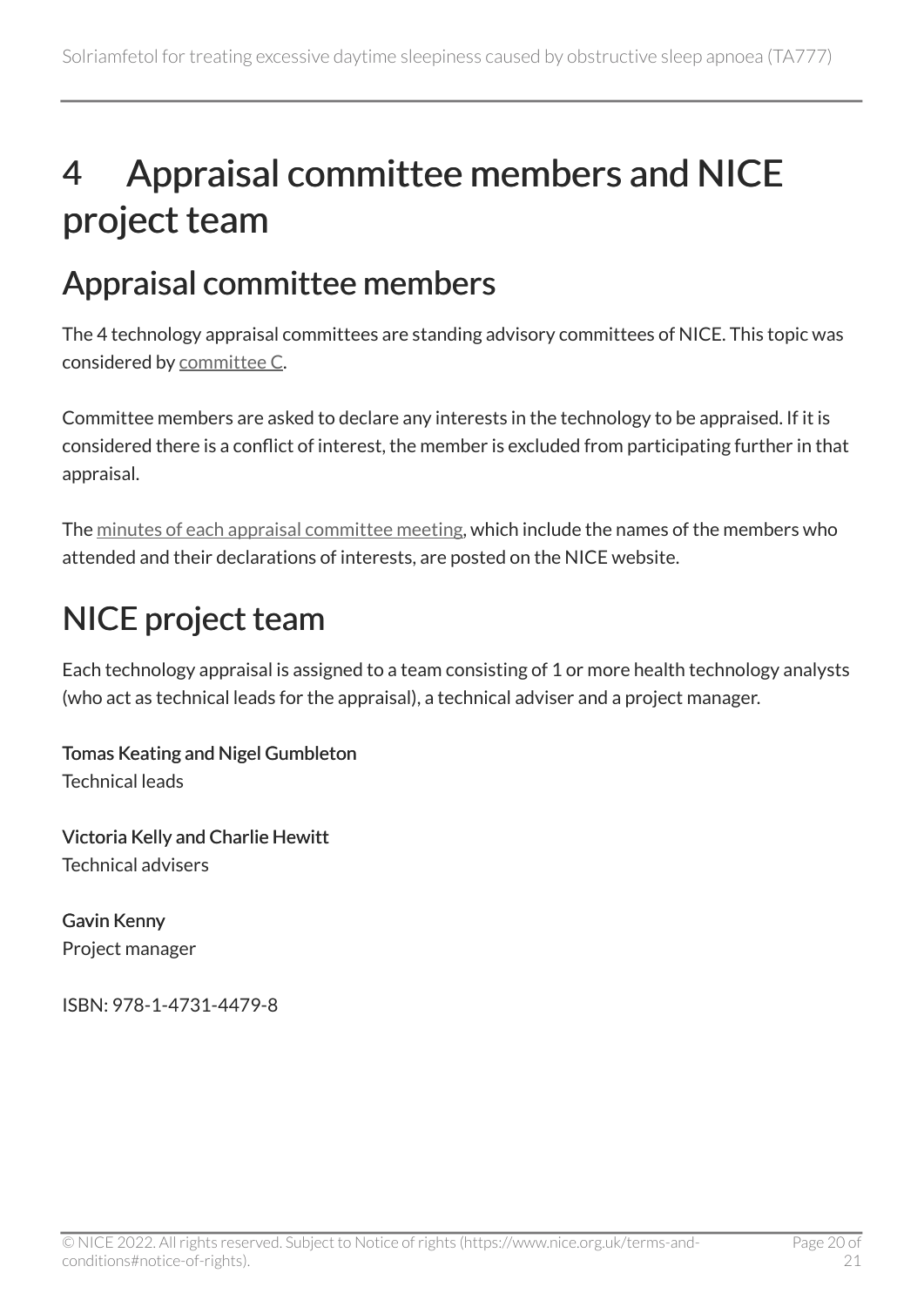# 4 Appraisal committee members and NICE project team

## Appraisal committee members

The 4 technology appraisal committees are standing advisory committees of NICE. This topic was considered by committee C.

Committee members are asked to declare any interests in the technology to be appraised. If it is considered there is a conflict of interest, the member is excluded from participating further in that appraisal.

The minutes of each appraisal committee meeting, which include the names of the members who attended and their declarations of interests, are posted on the NICE website.

## NICE project team

Each technology appraisal is assigned to a team consisting of 1 or more health technology analysts (who act as technical leads for the appraisal), a technical adviser and a project manager.

**Tomas Keating and Nigel Gumbleton**
Technical leads

**Victoria Kelly and Charlie Hewitt**
Technical advisers

**Gavin Kenny**
Project manager

ISBN: 978-1-4731-4479-8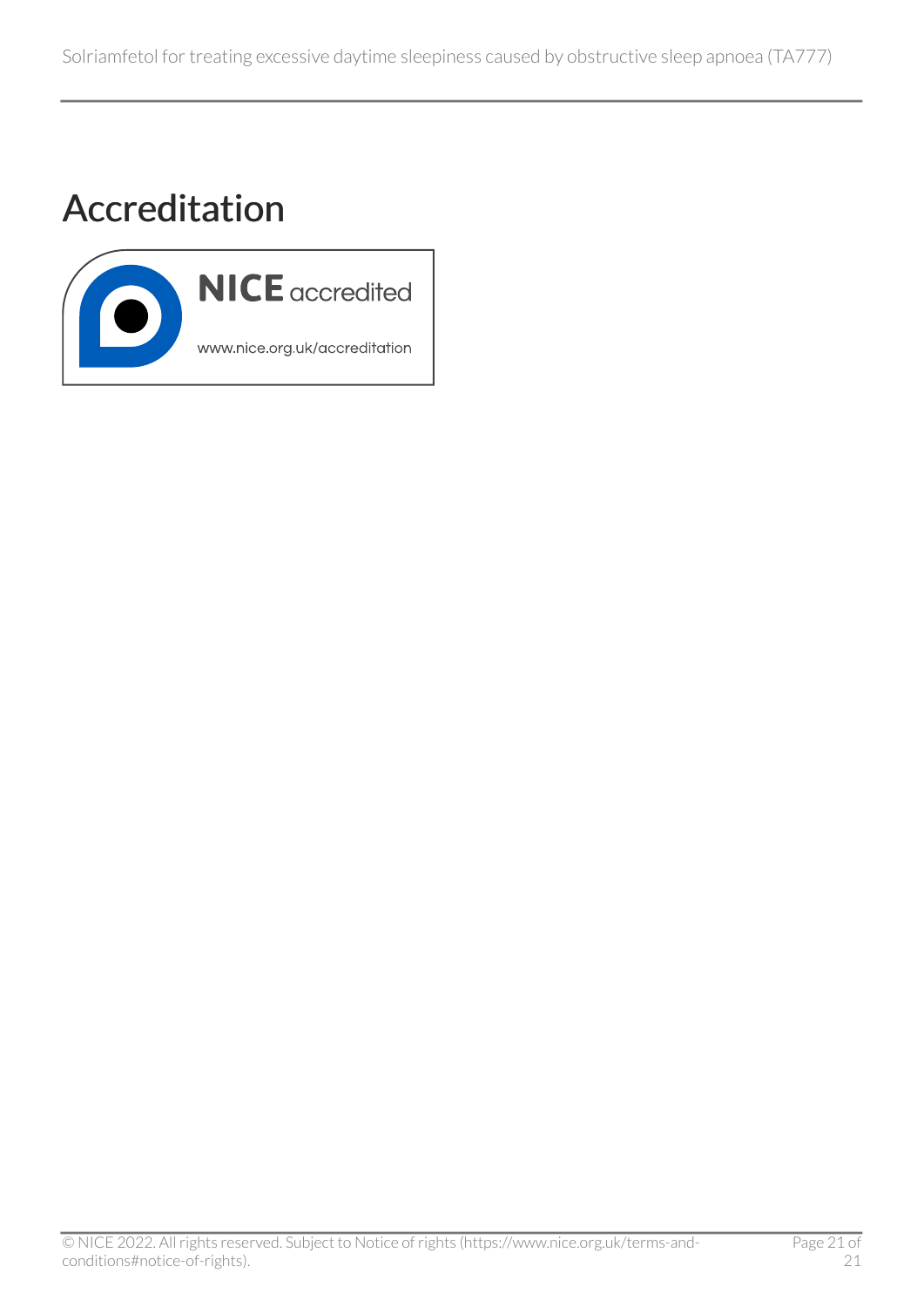# Accreditation

NICE accredited

www.nice.org.uk/accreditation